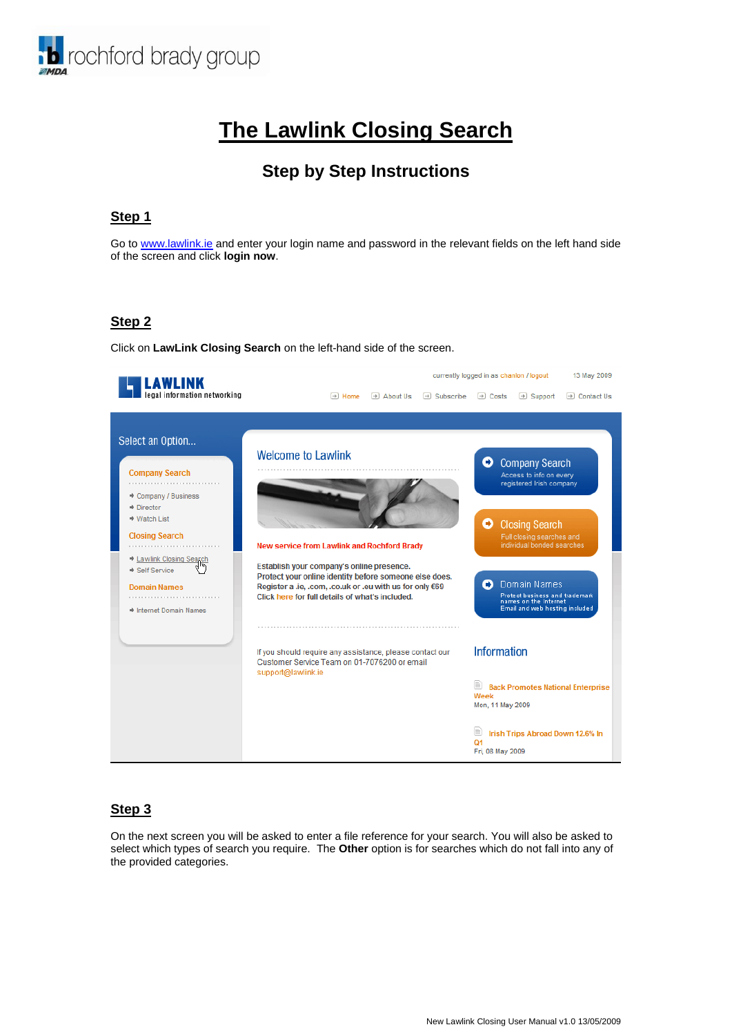# The Lawlink Closing Search

## Step by Step Instructions

### Step 1

Go to www.lawlink.ie and enter your login name and password in the relevant fields on the left hand side of the screen and click **login now**.

### Step 2

Click on **LawLink Closing Search** on the left-hand side of the screen.

### Step 3

On the next screen you will be asked to enter a file reference for your search. You will also be asked to select which types of search you require. The **Other** option is for searches which do not fall into any of the provided categories.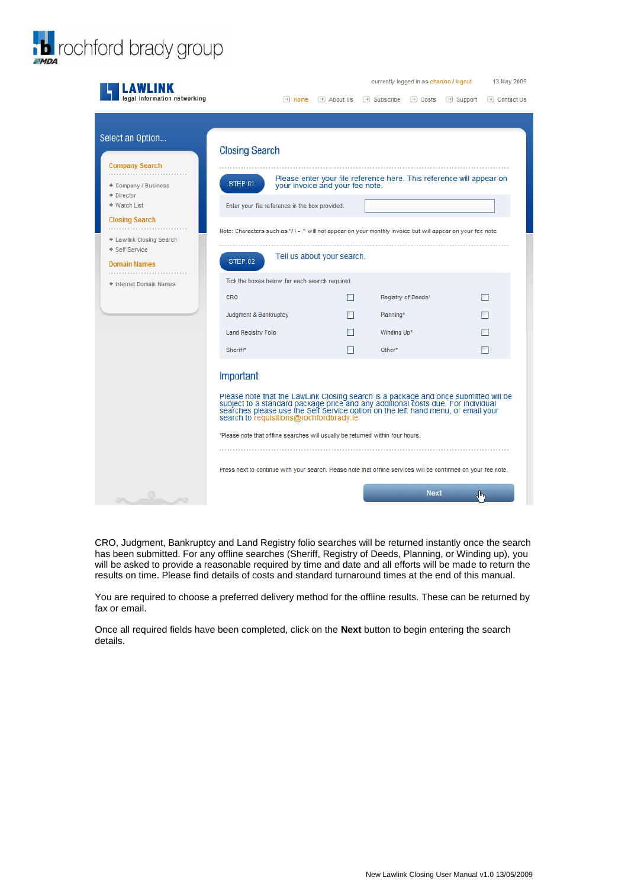rochford brady group

**LAWLINK** legal information networking

currently logged in as chanlon / logout   13 May 2009

Home | About Us | Subscribe | Costs | Support | Contact Us

Select an Option...

**Company Search**
- Company / Business
- Director
- Watch List

**Closing Search**
- Lawlink Closing Search
- Self Service

**Domain Names**
- Internet Domain Names

## Closing Search

**STEP 01** Please enter your file reference here. This reference will appear on your invoice and your fee note.

Enter your file reference in the box provided.

Note: Characters such as "/ \ - ." will not appear on your monthly invoice but will appear on your fee note.

**STEP 02** Tell us about your search.

Tick the boxes below for each search required.

| | | | |
|---|---|---|---|
| CRO | ☐ | Registry of Deeds* | ☐ |
| Judgment & Bankruptcy | ☐ | Planning* | ☐ |
| Land Registry Folio | ☐ | Winding Up* | ☐ |
| Sheriff* | ☐ | Other* | ☐ |

## Important

Please note that the LawLink Closing search is a package and once submitted will be subject to a standard package price and any additional costs due. For individual searches please use the Self Service option on the left hand menu, or email your search to requisitions@rochfordbrady.ie

*Please note that offline searches will usually be returned within four hours.

Press next to continue with your search. Please note that offline services will be confirmed on your fee note.

Next

CRO, Judgment, Bankruptcy and Land Registry folio searches will be returned instantly once the search has been submitted. For any offline searches (Sheriff, Registry of Deeds, Planning, or Winding up), you will be asked to provide a reasonable required by time and date and all efforts will be made to return the results on time. Please find details of costs and standard turnaround times at the end of this manual.

You are required to choose a preferred delivery method for the offline results. These can be returned by fax or email.

Once all required fields have been completed, click on the **Next** button to begin entering the search details.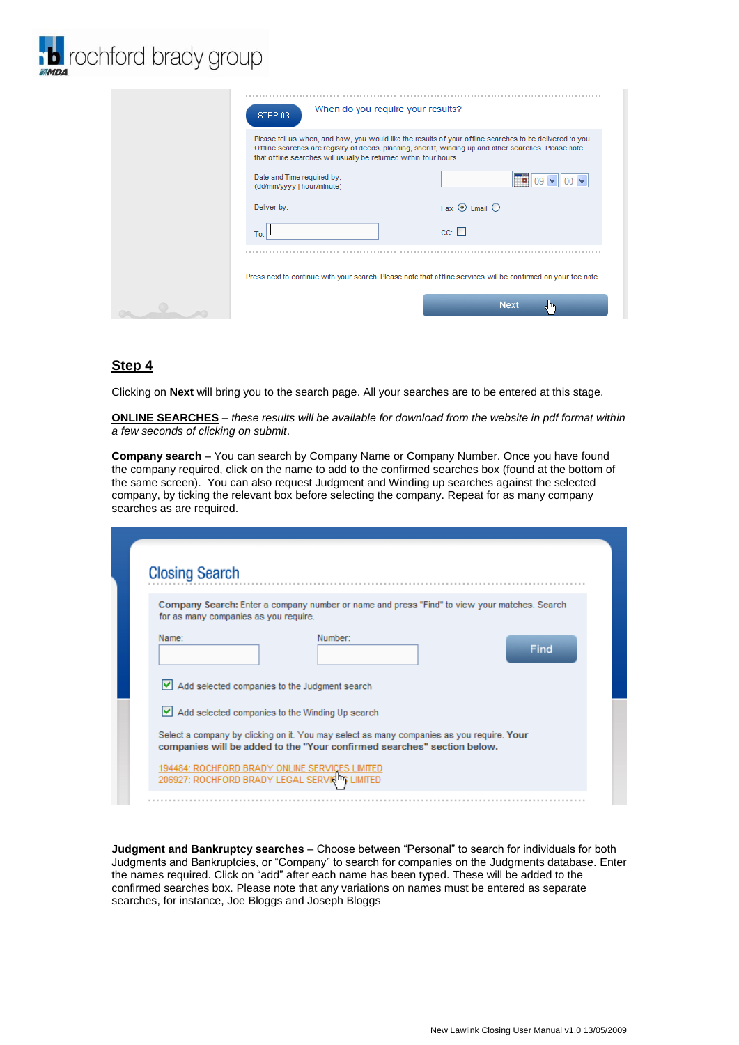## Step 4

Clicking on **Next** will bring you to the search page. All your searches are to be entered at this stage.

**ONLINE SEARCHES** – *these results will be available for download from the website in pdf format within a few seconds of clicking on submit*.

**Company search** – You can search by Company Name or Company Number. Once you have found the company required, click on the name to add to the confirmed searches box (found at the bottom of the same screen). You can also request Judgment and Winding up searches against the selected company, by ticking the relevant box before selecting the company. Repeat for as many company searches as are required.

**Judgment and Bankruptcy searches** – Choose between "Personal" to search for individuals for both Judgments and Bankruptcies, or "Company" to search for companies on the Judgments database. Enter the names required. Click on "add" after each name has been typed. These will be added to the confirmed searches box. Please note that any variations on names must be entered as separate searches, for instance, Joe Bloggs and Joseph Bloggs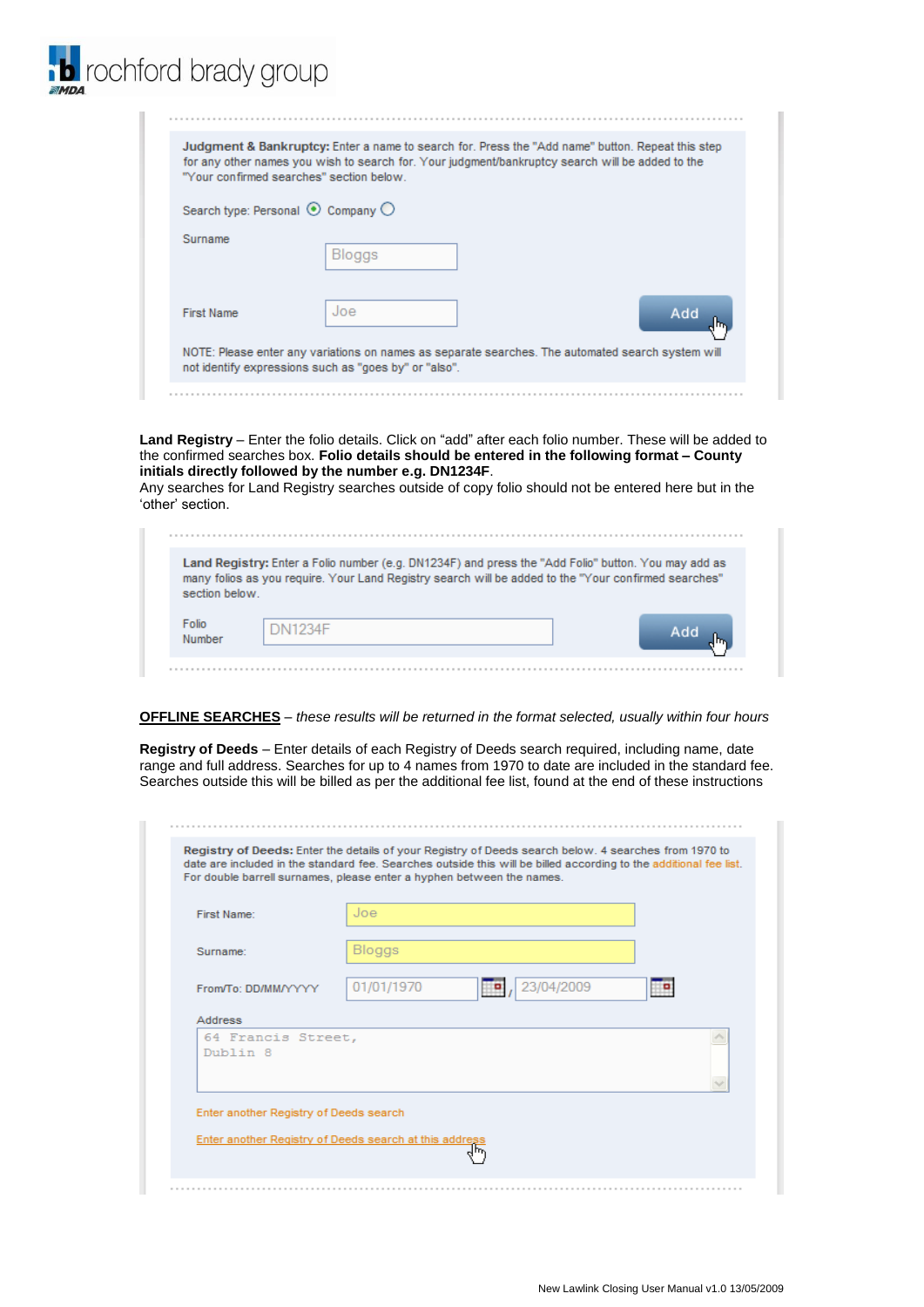**Judgment & Bankruptcy:** Enter a name to search for. Press the "Add name" button. Repeat this step for any other names you wish to search for. Your judgment/bankruptcy search will be added to the "Your confirmed searches" section below.

Search type: Personal ⦿ Company ○

Surname: Bloggs

First Name: Joe

Add

NOTE: Please enter any variations on names as separate searches. The automated search system will not identify expressions such as "goes by" or "also".

**Land Registry** – Enter the folio details. Click on "add" after each folio number. These will be added to the confirmed searches box. **Folio details should be entered in the following format – County initials directly followed by the number e.g. DN1234F**.
Any searches for Land Registry searches outside of copy folio should not be entered here but in the 'other' section.

**Land Registry:** Enter a Folio number (e.g. DN1234F) and press the "Add Folio" button. You may add as many folios as you require. Your Land Registry search will be added to the "Your confirmed searches" section below.

Folio Number: DN1234F

Add

<u>**OFFLINE SEARCHES**</u> – *these results will be returned in the format selected, usually within four hours*

**Registry of Deeds** – Enter details of each Registry of Deeds search required, including name, date range and full address. Searches for up to 4 names from 1970 to date are included in the standard fee. Searches outside this will be billed as per the additional fee list, found at the end of these instructions

**Registry of Deeds:** Enter the details of your Registry of Deeds search below. 4 searches from 1970 to date are included in the standard fee. Searches outside this will be billed according to the additional fee list. For double barrell surnames, please enter a hyphen between the names.

First Name: Joe

Surname: Bloggs

From/To: DD/MM/YYYY 01/01/1970 / 23/04/2009

Address
64 Francis Street,
Dublin 8

Enter another Registry of Deeds search

Enter another Registry of Deeds search at this address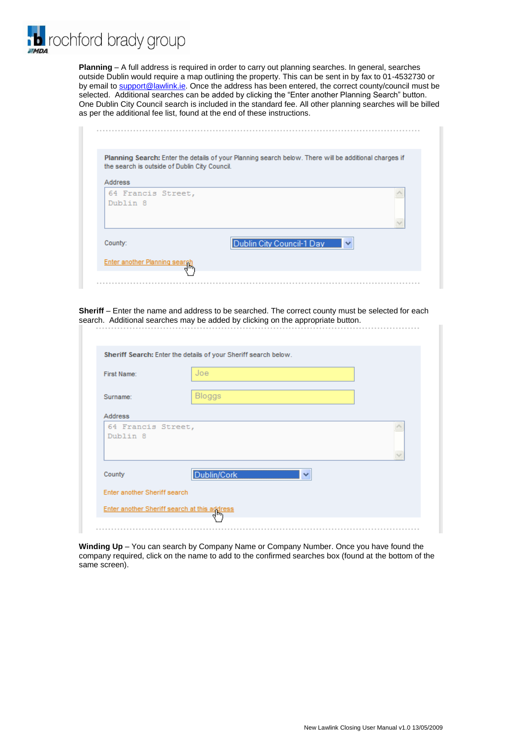**Planning** – A full address is required in order to carry out planning searches. In general, searches outside Dublin would require a map outlining the property. This can be sent in by fax to 01-4532730 or by email to support@lawlink.ie. Once the address has been entered, the correct county/council must be selected. Additional searches can be added by clicking the "Enter another Planning Search" button. One Dublin City Council search is included in the standard fee. All other planning searches will be billed as per the additional fee list, found at the end of these instructions.

**Planning Search:** Enter the details of your Planning search below. There will be additional charges if the search is outside of Dublin City Council.

Address

```
64 Francis Street,
Dublin 8
```

County: Dublin City Council-1 Day

Enter another Planning search

**Sheriff** – Enter the name and address to be searched. The correct county must be selected for each search. Additional searches may be added by clicking on the appropriate button.

**Sheriff Search:** Enter the details of your Sheriff search below.

First Name: Joe

Surname: Bloggs

Address

```
64 Francis Street,
Dublin 8
```

County: Dublin/Cork

Enter another Sheriff search

Enter another Sheriff search at this address

**Winding Up** – You can search by Company Name or Company Number. Once you have found the company required, click on the name to add to the confirmed searches box (found at the bottom of the same screen).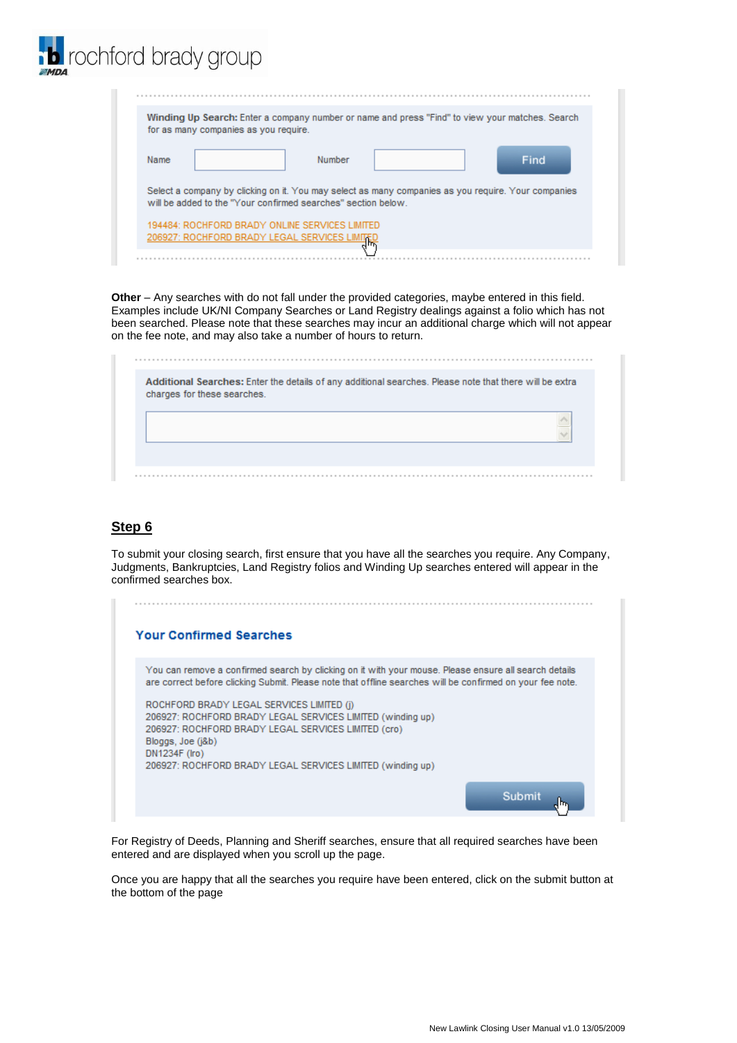Winding Up Search: Enter a company number or name and press "Find" to view your matches. Search for as many companies as you require.

Name | Number | Find

Select a company by clicking on it. You may select as many companies as you require. Your companies will be added to the "Your confirmed searches" section below.

194484: ROCHFORD BRADY ONLINE SERVICES LIMITED
206927: ROCHFORD BRADY LEGAL SERVICES LIMITED

**Other** – Any searches with do not fall under the provided categories, maybe entered in this field. Examples include UK/NI Company Searches or Land Registry dealings against a folio which has not been searched. Please note that these searches may incur an additional charge which will not appear on the fee note, and may also take a number of hours to return.

Additional Searches: Enter the details of any additional searches. Please note that there will be extra charges for these searches.

## Step 6

To submit your closing search, first ensure that you have all the searches you require. Any Company, Judgments, Bankruptcies, Land Registry folios and Winding Up searches entered will appear in the confirmed searches box.

### Your Confirmed Searches

You can remove a confirmed search by clicking on it with your mouse. Please ensure all search details are correct before clicking Submit. Please note that offline searches will be confirmed on your fee note.

ROCHFORD BRADY LEGAL SERVICES LIMITED (j)
206927: ROCHFORD BRADY LEGAL SERVICES LIMITED (winding up)
206927: ROCHFORD BRADY LEGAL SERVICES LIMITED (cro)
Bloggs, Joe (j&b)
DN1234F (lro)
206927: ROCHFORD BRADY LEGAL SERVICES LIMITED (winding up)

Submit

For Registry of Deeds, Planning and Sheriff searches, ensure that all required searches have been entered and are displayed when you scroll up the page.

Once you are happy that all the searches you require have been entered, click on the submit button at the bottom of the page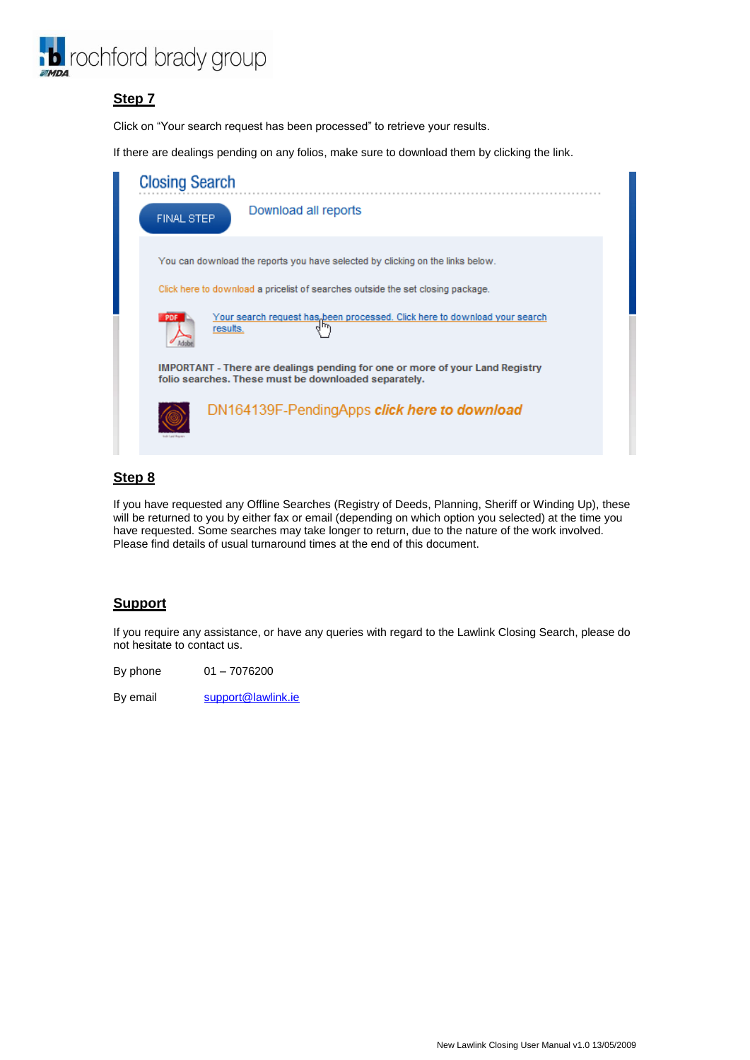## Step 7

Click on "Your search request has been processed" to retrieve your results.

If there are dealings pending on any folios, make sure to download them by clicking the link.

Closing Search

FINAL STEP    Download all reports

You can download the reports you have selected by clicking on the links below.

Click here to download a pricelist of searches outside the set closing package.

Your search request has been processed. Click here to download your search results.

IMPORTANT - There are dealings pending for one or more of your Land Registry folio searches. These must be downloaded separately.

DN164139F-PendingApps ***click here to download***

## Step 8

If you have requested any Offline Searches (Registry of Deeds, Planning, Sheriff or Winding Up), these will be returned to you by either fax or email (depending on which option you selected) at the time you have requested. Some searches may take longer to return, due to the nature of the work involved. Please find details of usual turnaround times at the end of this document.

## Support

If you require any assistance, or have any queries with regard to the Lawlink Closing Search, please do not hesitate to contact us.

| | |
|---|---|
| By phone | 01 – 7076200 |
| By email | support@lawlink.ie |